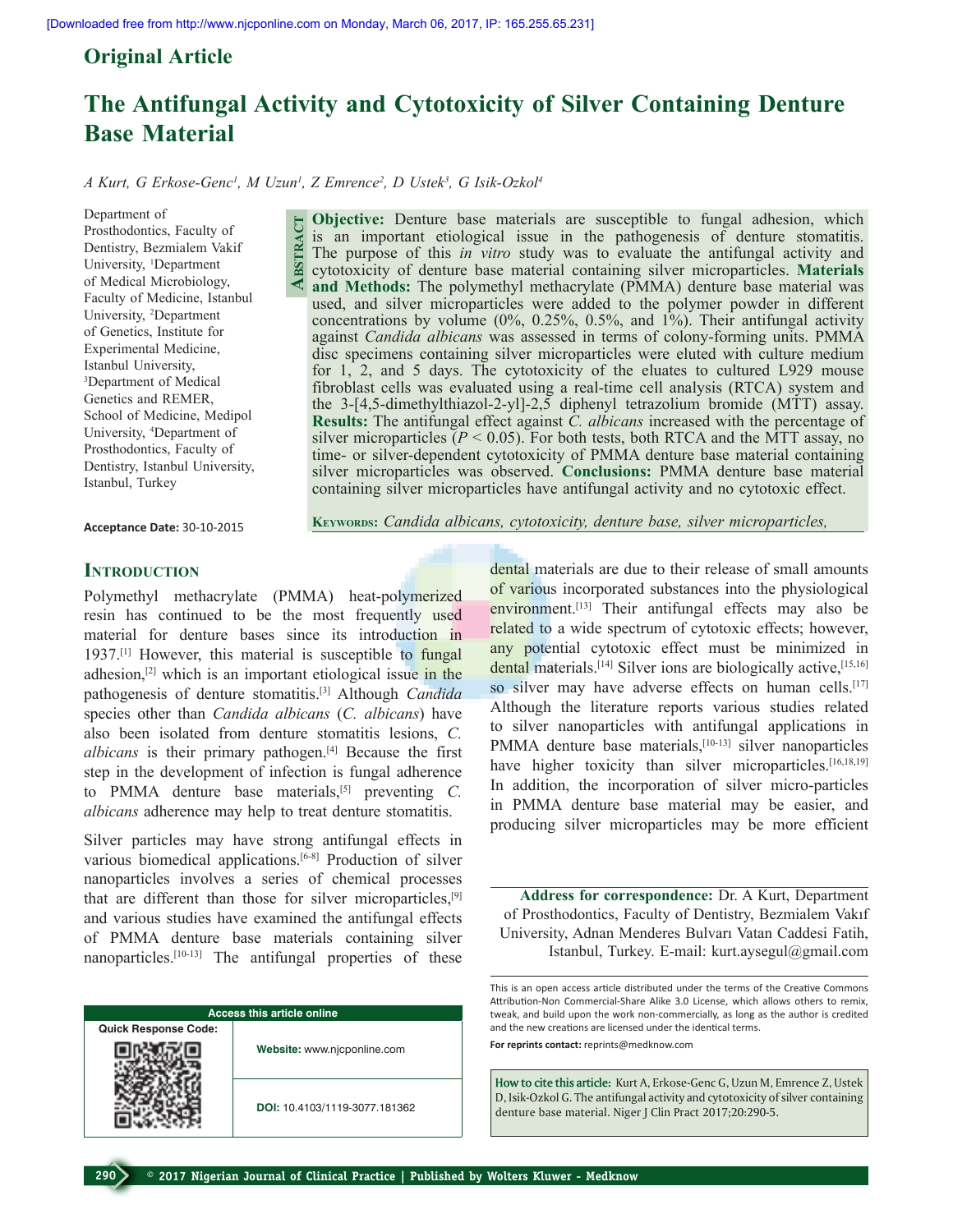Original Article

# The Antifungal Activity and Cytotoxicity of Silver Containing Denture Base Material

*A Kurt, G Erkose-Genc[1], M Uzun[1], Z Emrence[2], D Ustek[3], G Isik-Ozkol[4]*

Department of Prosthodontics, Faculty of Dentistry, Bezmialem Vakif University, [1]Department of Medical Microbiology, Faculty of Medicine, Istanbul University, [2]Department of Genetics, Institute for Experimental Medicine, Istanbul University, [3]Department of Medical Genetics and REMER, School of Medicine, Medipol University, [4]Department of Prosthodontics, Faculty of Dentistry, Istanbul University, Istanbul, Turkey

**Acceptance Date:** 30-10-2015

## Abstract

**Objective:** Denture base materials are susceptible to fungal adhesion, which is an important etiological issue in the pathogenesis of denture stomatitis. The purpose of this *in vitro* study was to evaluate the antifungal activity and cytotoxicity of denture base material containing silver microparticles. **Materials and Methods:** The polymethyl methacrylate (PMMA) denture base material was used, and silver microparticles were added to the polymer powder in different concentrations by volume (0%, 0.25%, 0.5%, and 1%). Their antifungal activity against *Candida albicans* was assessed in terms of colony-forming units. PMMA disc specimens containing silver microparticles were eluted with culture medium for 1, 2, and 5 days. The cytotoxicity of the eluates to cultured L929 mouse fibroblast cells was evaluated using a real-time cell analysis (RTCA) system and the 3-[4,5-dimethylthiazol-2-yl]-2,5 diphenyl tetrazolium bromide (MTT) assay. **Results:** The antifungal effect against *C. albicans* increased with the percentage of silver microparticles ($P < 0.05$). For both tests, both RTCA and the MTT assay, no time- or silver-dependent cytotoxicity of PMMA denture base material containing silver microparticles was observed. **Conclusions:** PMMA denture base material containing silver microparticles have antifungal activity and no cytotoxic effect.

**Keywords:** *Candida albicans, cytotoxicity, denture base, silver microparticles,*

## Introduction

Polymethyl methacrylate (PMMA) heat-polymerized resin has continued to be the most frequently used material for denture bases since its introduction in 1937.[1] However, this material is susceptible to fungal adhesion,[2] which is an important etiological issue in the pathogenesis of denture stomatitis.[3] Although *Candida* species other than *Candida albicans* (*C. albicans*) have also been isolated from denture stomatitis lesions, *C. albicans* is their primary pathogen.[4] Because the first step in the development of infection is fungal adherence to PMMA denture base materials,[5] preventing *C. albicans* adherence may help to treat denture stomatitis.

Silver particles may have strong antifungal effects in various biomedical applications.[6-8] Production of silver nanoparticles involves a series of chemical processes that are different than those for silver microparticles,[9] and various studies have examined the antifungal effects of PMMA denture base materials containing silver nanoparticles.[10-13] The antifungal properties of these dental materials are due to their release of small amounts of various incorporated substances into the physiological environment.[13] Their antifungal effects may also be related to a wide spectrum of cytotoxic effects; however, any potential cytotoxic effect must be minimized in dental materials.[14] Silver ions are biologically active,[15,16] so silver may have adverse effects on human cells.[17] Although the literature reports various studies related to silver nanoparticles with antifungal applications in PMMA denture base materials,[10-13] silver nanoparticles have higher toxicity than silver microparticles.[16,18,19] In addition, the incorporation of silver micro-particles in PMMA denture base material may be easier, and producing silver microparticles may be more efficient

**Address for correspondence:** Dr. A Kurt, Department of Prosthodontics, Faculty of Dentistry, Bezmialem Vakıf University, Adnan Menderes Bulvarı Vatan Caddesi Fatih, Istanbul, Turkey. E-mail: kurt.aysegul@gmail.com

| Access this article online | |
|---|---|
| Quick Response Code: | Website: www.njcponline.com |
| | DOI: 10.4103/1119-3077.181362 |

This is an open access article distributed under the terms of the Creative Commons Attribution-Non Commercial-Share Alike 3.0 License, which allows others to remix, tweak, and build upon the work non-commercially, as long as the author is credited and the new creations are licensed under the identical terms.

For reprints contact: reprints@medknow.com

**How to cite this article:** Kurt A, Erkose-Genc G, Uzun M, Emrence Z, Ustek D, Isik-Ozkol G. The antifungal activity and cytotoxicity of silver containing denture base material. Niger J Clin Pract 2017;20:290-5.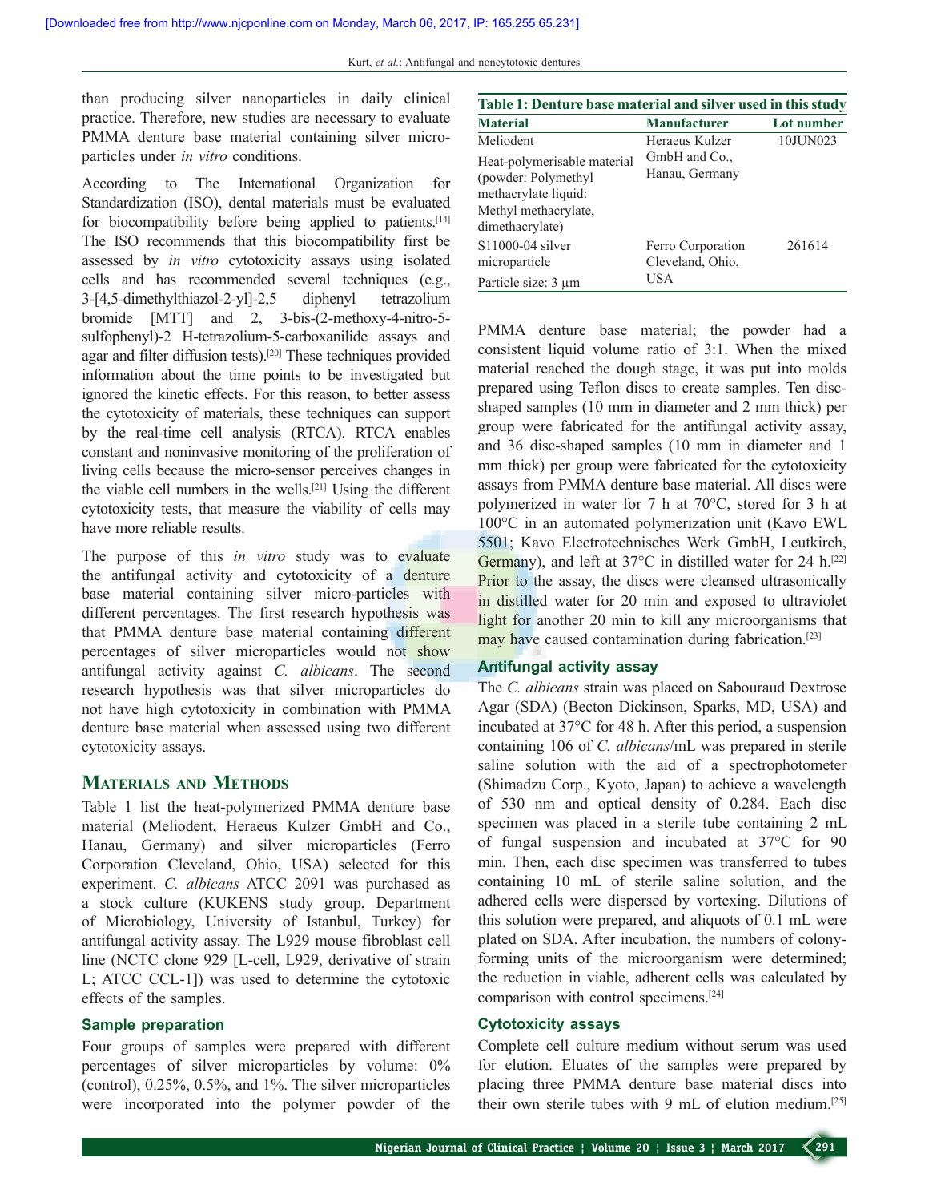than producing silver nanoparticles in daily clinical practice. Therefore, new studies are necessary to evaluate PMMA denture base material containing silver microparticles under *in vitro* conditions.

According to The International Organization for Standardization (ISO), dental materials must be evaluated for biocompatibility before being applied to patients.[14] The ISO recommends that this biocompatibility first be assessed by *in vitro* cytotoxicity assays using isolated cells and has recommended several techniques (e.g., 3-[4,5-dimethylthiazol-2-yl]-2,5 diphenyl tetrazolium bromide [MTT] and 2, 3-bis-(2-methoxy-4-nitro-5-sulfophenyl)-2 H-tetrazolium-5-carboxanilide assays and agar and filter diffusion tests).[20] These techniques provided information about the time points to be investigated but ignored the kinetic effects. For this reason, to better assess the cytotoxicity of materials, these techniques can support by the real-time cell analysis (RTCA). RTCA enables constant and noninvasive monitoring of the proliferation of living cells because the micro-sensor perceives changes in the viable cell numbers in the wells.[21] Using the different cytotoxicity tests, that measure the viability of cells may have more reliable results.

The purpose of this *in vitro* study was to evaluate the antifungal activity and cytotoxicity of a denture base material containing silver micro-particles with different percentages. The first research hypothesis was that PMMA denture base material containing different percentages of silver microparticles would not show antifungal activity against *C. albicans*. The second research hypothesis was that silver microparticles do not have high cytotoxicity in combination with PMMA denture base material when assessed using two different cytotoxicity assays.

## Materials and Methods

Table 1 list the heat-polymerized PMMA denture base material (Meliodent, Heraeus Kulzer GmbH and Co., Hanau, Germany) and silver microparticles (Ferro Corporation Cleveland, Ohio, USA) selected for this experiment. *C. albicans* ATCC 2091 was purchased as a stock culture (KUKENS study group, Department of Microbiology, University of Istanbul, Turkey) for antifungal activity assay. The L929 mouse fibroblast cell line (NCTC clone 929 [L-cell, L929, derivative of strain L; ATCC CCL-1]) was used to determine the cytotoxic effects of the samples.

**Table 1: Denture base material and silver used in this study**

| Material | Manufacturer | Lot number |
|---|---|---|
| Meliodent<br>Heat-polymerisable material (powder: Polymethyl methacrylate liquid: Methyl methacrylate, dimethacrylate) | Heraeus Kulzer GmbH and Co., Hanau, Germany | 10JUN023 |
| S11000-04 silver microparticle<br>Particle size: 3 µm | Ferro Corporation Cleveland, Ohio, USA | 261614 |

### Sample preparation

Four groups of samples were prepared with different percentages of silver microparticles by volume: 0% (control), 0.25%, 0.5%, and 1%. The silver microparticles were incorporated into the polymer powder of the PMMA denture base material; the powder had a consistent liquid volume ratio of 3:1. When the mixed material reached the dough stage, it was put into molds prepared using Teflon discs to create samples. Ten disc-shaped samples (10 mm in diameter and 2 mm thick) per group were fabricated for the antifungal activity assay, and 36 disc-shaped samples (10 mm in diameter and 1 mm thick) per group were fabricated for the cytotoxicity assays from PMMA denture base material. All discs were polymerized in water for 7 h at 70°C, stored for 3 h at 100°C in an automated polymerization unit (Kavo EWL 5501; Kavo Electrotechnisches Werk GmbH, Leutkirch, Germany), and left at 37°C in distilled water for 24 h.[22] Prior to the assay, the discs were cleansed ultrasonically in distilled water for 20 min and exposed to ultraviolet light for another 20 min to kill any microorganisms that may have caused contamination during fabrication.[23]

### Antifungal activity assay

The *C. albicans* strain was placed on Sabouraud Dextrose Agar (SDA) (Becton Dickinson, Sparks, MD, USA) and incubated at 37°C for 48 h. After this period, a suspension containing 106 of *C. albicans*/mL was prepared in sterile saline solution with the aid of a spectrophotometer (Shimadzu Corp., Kyoto, Japan) to achieve a wavelength of 530 nm and optical density of 0.284. Each disc specimen was placed in a sterile tube containing 2 mL of fungal suspension and incubated at 37°C for 90 min. Then, each disc specimen was transferred to tubes containing 10 mL of sterile saline solution, and the adhered cells were dispersed by vortexing. Dilutions of this solution were prepared, and aliquots of 0.1 mL were plated on SDA. After incubation, the numbers of colony-forming units of the microorganism were determined; the reduction in viable, adherent cells was calculated by comparison with control specimens.[24]

### Cytotoxicity assays

Complete cell culture medium without serum was used for elution. Eluates of the samples were prepared by placing three PMMA denture base material discs into their own sterile tubes with 9 mL of elution medium.[25]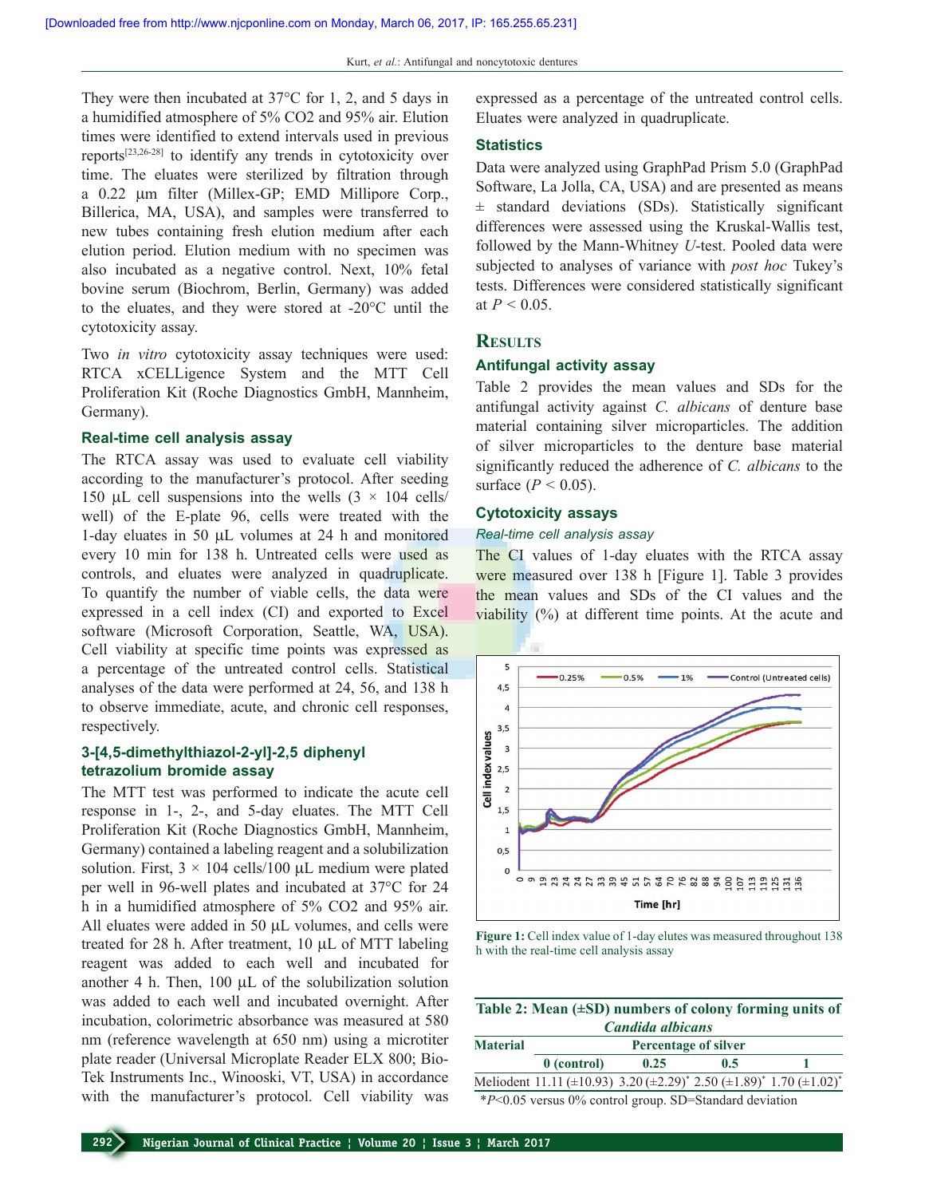They were then incubated at 37°C for 1, 2, and 5 days in a humidified atmosphere of 5% $CO_2$ and 95% air. Elution times were identified to extend intervals used in previous reports[23,26-28] to identify any trends in cytotoxicity over time. The eluates were sterilized by filtration through a 0.22 μm filter (Millex-GP; EMD Millipore Corp., Billerica, MA, USA), and samples were transferred to new tubes containing fresh elution medium after each elution period. Elution medium with no specimen was also incubated as a negative control. Next, 10% fetal bovine serum (Biochrom, Berlin, Germany) was added to the eluates, and they were stored at -20°C until the cytotoxicity assay.

Two *in vitro* cytotoxicity assay techniques were used: RTCA xCELLigence System and the MTT Cell Proliferation Kit (Roche Diagnostics GmbH, Mannheim, Germany).

### Real-time cell analysis assay

The RTCA assay was used to evaluate cell viability according to the manufacturer's protocol. After seeding 150 μL cell suspensions into the wells ($3 \times 10^4$ cells/well) of the E-plate 96, cells were treated with the 1-day eluates in 50 μL volumes at 24 h and monitored every 10 min for 138 h. Untreated cells were used as controls, and eluates were analyzed in quadruplicate. To quantify the number of viable cells, the data were expressed in a cell index (CI) and exported to Excel software (Microsoft Corporation, Seattle, WA, USA). Cell viability at specific time points was expressed as a percentage of the untreated control cells. Statistical analyses of the data were performed at 24, 56, and 138 h to observe immediate, acute, and chronic cell responses, respectively.

### 3-[4,5-dimethylthiazol-2-yl]-2,5 diphenyl tetrazolium bromide assay

The MTT test was performed to indicate the acute cell response in 1-, 2-, and 5-day eluates. The MTT Cell Proliferation Kit (Roche Diagnostics GmbH, Mannheim, Germany) contained a labeling reagent and a solubilization solution. First, $3 \times 10^4$ cells/100 μL medium were plated per well in 96-well plates and incubated at 37°C for 24 h in a humidified atmosphere of 5% $CO_2$ and 95% air. All eluates were added in 50 μL volumes, and cells were treated for 28 h. After treatment, 10 μL of MTT labeling reagent was added to each well and incubated for another 4 h. Then, 100 μL of the solubilization solution was added to each well and incubated overnight. After incubation, colorimetric absorbance was measured at 580 nm (reference wavelength at 650 nm) using a microtiter plate reader (Universal Microplate Reader ELX 800; Bio-Tek Instruments Inc., Winooski, VT, USA) in accordance with the manufacturer's protocol. Cell viability was expressed as a percentage of the untreated control cells. Eluates were analyzed in quadruplicate.

### Statistics

Data were analyzed using GraphPad Prism 5.0 (GraphPad Software, La Jolla, CA, USA) and are presented as means ± standard deviations (SDs). Statistically significant differences were assessed using the Kruskal-Wallis test, followed by the Mann-Whitney *U*-test. Pooled data were subjected to analyses of variance with *post hoc* Tukey's tests. Differences were considered statistically significant at $P < 0.05$.

## Results

### Antifungal activity assay

Table 2 provides the mean values and SDs for the antifungal activity against *C. albicans* of denture base material containing silver microparticles. The addition of silver microparticles to the denture base material significantly reduced the adherence of *C. albicans* to the surface ($P < 0.05$).

### Cytotoxicity assays

#### *Real-time cell analysis assay*

The CI values of 1-day eluates with the RTCA assay were measured over 138 h [Figure 1]. Table 3 provides the mean values and SDs of the CI values and the viability (%) at different time points. At the acute and

Figure 1: Cell index value of 1-day elutes was measured throughout 138 h with the real-time cell analysis assay

**Table 2: Mean (±SD) numbers of colony forming units of *Candida albicans***

| Material | Percentage of silver | | | |
|---|---|---|---|---|
| | 0 (control) | 0.25 | 0.5 | 1 |
| Meliodent | 11.11 (±10.93) | 3.20 (±2.29)* | 2.50 (±1.89)* | 1.70 (±1.02)* |

*$P<0.05$ versus 0% control group. SD=Standard deviation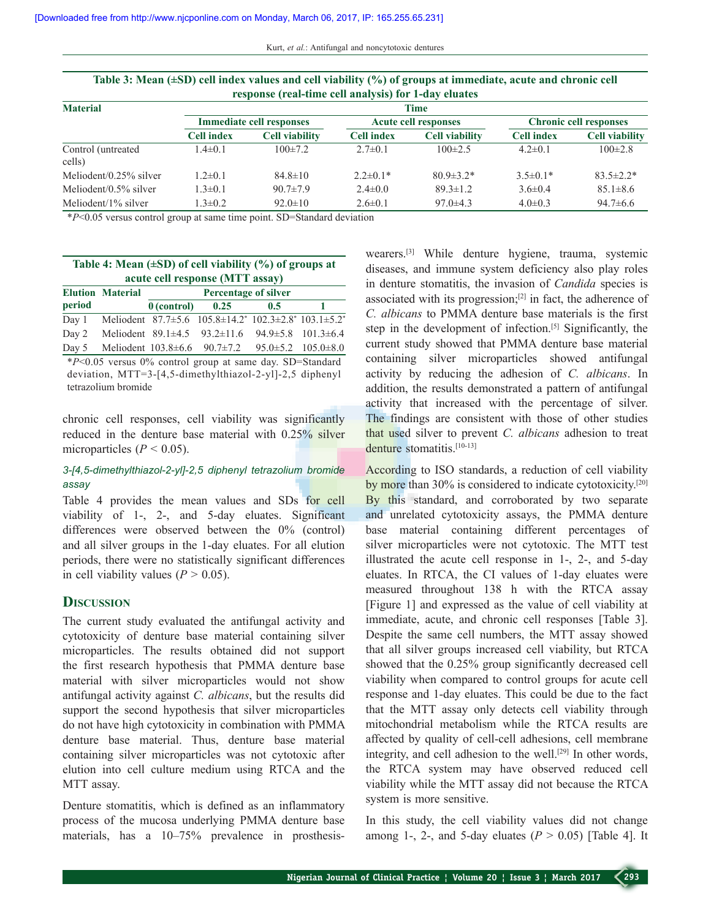**Table 3: Mean (±SD) cell index values and cell viability (%) of groups at immediate, acute and chronic cell response (real-time cell analysis) for 1-day eluates**

| Material | Time | | | | | |
|---|---|---|---|---|---|---|
| | Immediate cell responses | | Acute cell responses | | Chronic cell responses | |
| | Cell index | Cell viability | Cell index | Cell viability | Cell index | Cell viability |
| Control (untreated cells) | 1.4±0.1 | 100±7.2 | 2.7±0.1 | 100±2.5 | 4.2±0.1 | 100±2.8 |
| Meliodent/0.25% silver | 1.2±0.1 | 84.8±10 | 2.2±0.1* | 80.9±3.2* | 3.5±0.1* | 83.5±2.2* |
| Meliodent/0.5% silver | 1.3±0.1 | 90.7±7.9 | 2.4±0.0 | 89.3±1.2 | 3.6±0.4 | 85.1±8.6 |
| Meliodent/1% silver | 1.3±0.2 | 92.0±10 | 2.6±0.1 | 97.0±4.3 | 4.0±0.3 | 94.7±6.6 |

*$P<0.05$ versus control group at same time point. SD=Standard deviation

**Table 4: Mean (±SD) of cell viability (%) of groups at acute cell response (MTT assay)**

| Elution period | Material | Percentage of silver | | | |
|---|---|---|---|---|---|
| | | 0 (control) | 0.25 | 0.5 | 1 |
| Day 1 | Meliodent | 87.7±5.6 | 105.8±14.2* | 102.3±2.8* | 103.1±5.2* |
| Day 2 | Meliodent | 89.1±4.5 | 93.2±11.6 | 94.9±5.8 | 101.3±6.4 |
| Day 5 | Meliodent | 103.8±6.6 | 90.7±7.2 | 95.0±5.2 | 105.0±8.0 |

*$P<0.05$ versus 0% control group at same day. SD=Standard deviation, MTT=3-[4,5-dimethylthiazol-2-yl]-2,5 diphenyl tetrazolium bromide

chronic cell responses, cell viability was significantly reduced in the denture base material with 0.25% silver microparticles ($P < 0.05$).

### *3-[4,5-dimethylthiazol-2-yl]-2,5 diphenyl tetrazolium bromide assay*

Table 4 provides the mean values and SDs for cell viability of 1-, 2-, and 5-day eluates. Significant differences were observed between the 0% (control) and all silver groups in the 1-day eluates. For all elution periods, there were no statistically significant differences in cell viability values ($P > 0.05$).

## Discussion

The current study evaluated the antifungal activity and cytotoxicity of denture base material containing silver microparticles. The results obtained did not support the first research hypothesis that PMMA denture base material with silver microparticles would not show antifungal activity against *C. albicans*, but the results did support the second hypothesis that silver microparticles do not have high cytotoxicity in combination with PMMA denture base material. Thus, denture base material containing silver microparticles was not cytotoxic after elution into cell culture medium using RTCA and the MTT assay.

Denture stomatitis, which is defined as an inflammatory process of the mucosa underlying PMMA denture base materials, has a 10–75% prevalence in prosthesis-wearers.[3] While denture hygiene, trauma, systemic diseases, and immune system deficiency also play roles in denture stomatitis, the invasion of *Candida* species is associated with its progression;[2] in fact, the adherence of *C. albicans* to PMMA denture base materials is the first step in the development of infection.[5] Significantly, the current study showed that PMMA denture base material containing silver microparticles showed antifungal activity by reducing the adhesion of *C. albicans*. In addition, the results demonstrated a pattern of antifungal activity that increased with the percentage of silver. The findings are consistent with those of other studies that used silver to prevent *C. albicans* adhesion to treat denture stomatitis.[10-13]

According to ISO standards, a reduction of cell viability by more than 30% is considered to indicate cytotoxicity.[20] By this standard, and corroborated by two separate and unrelated cytotoxicity assays, the PMMA denture base material containing different percentages of silver microparticles were not cytotoxic. The MTT test illustrated the acute cell response in 1-, 2-, and 5-day eluates. In RTCA, the CI values of 1-day eluates were measured throughout 138 h with the RTCA assay [Figure 1] and expressed as the value of cell viability at immediate, acute, and chronic cell responses [Table 3]. Despite the same cell numbers, the MTT assay showed that all silver groups increased cell viability, but RTCA showed that the 0.25% group significantly decreased cell viability when compared to control groups for acute cell response and 1-day eluates. This could be due to the fact that the MTT assay only detects cell viability through mitochondrial metabolism while the RTCA results are affected by quality of cell-cell adhesions, cell membrane integrity, and cell adhesion to the well.[29] In other words, the RTCA system may have observed reduced cell viability while the MTT assay did not because the RTCA system is more sensitive.

In this study, the cell viability values did not change among 1-, 2-, and 5-day eluates ($P > 0.05$) [Table 4]. It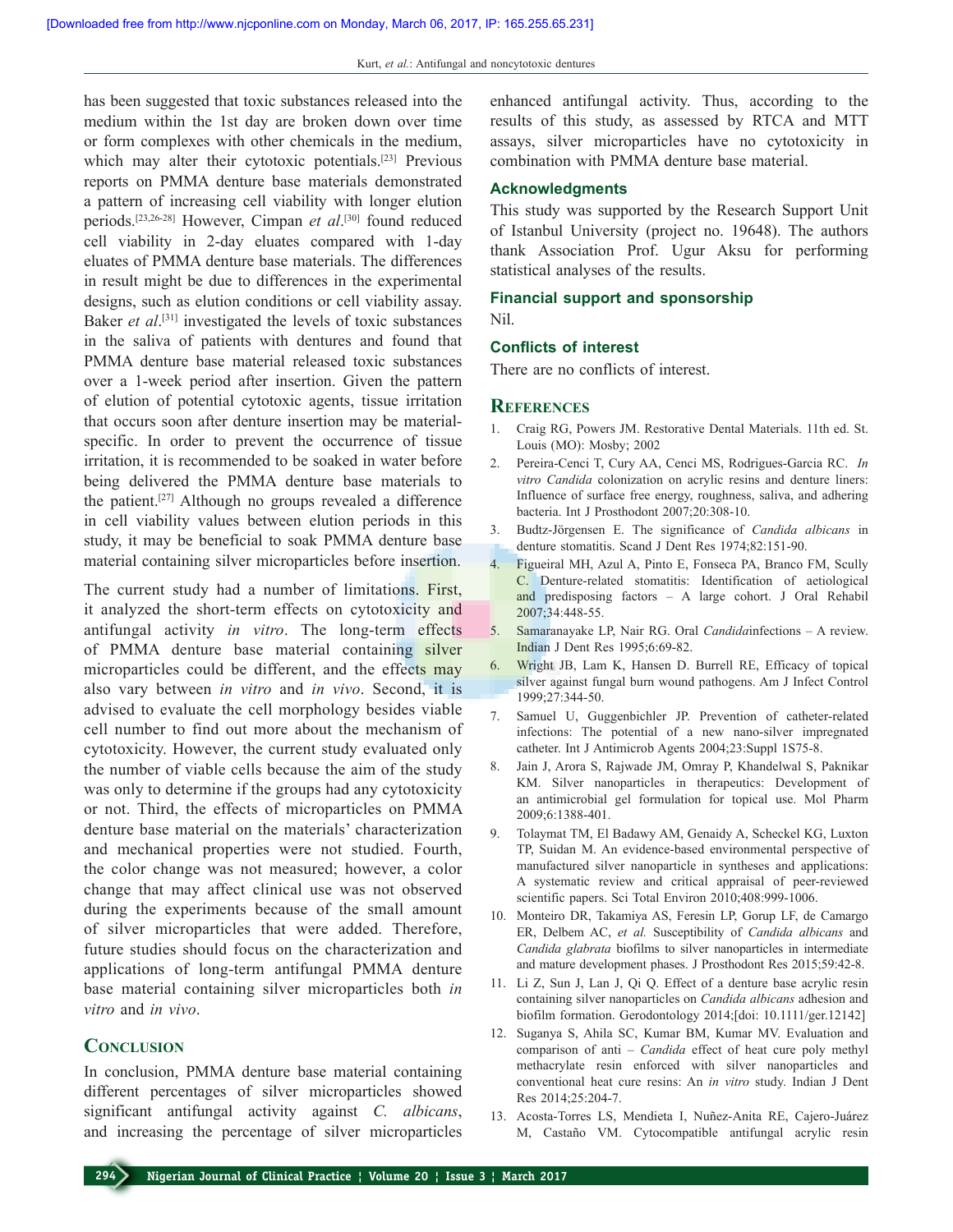has been suggested that toxic substances released into the medium within the 1st day are broken down over time or form complexes with other chemicals in the medium, which may alter their cytotoxic potentials.[23] Previous reports on PMMA denture base materials demonstrated a pattern of increasing cell viability with longer elution periods.[23,26-28] However, Cimpan *et al*.[30] found reduced cell viability in 2-day eluates compared with 1-day eluates of PMMA denture base materials. The differences in result might be due to differences in the experimental designs, such as elution conditions or cell viability assay. Baker *et al*.[31] investigated the levels of toxic substances in the saliva of patients with dentures and found that PMMA denture base material released toxic substances over a 1-week period after insertion. Given the pattern of elution of potential cytotoxic agents, tissue irritation that occurs soon after denture insertion may be material-specific. In order to prevent the occurrence of tissue irritation, it is recommended to be soaked in water before being delivered the PMMA denture base materials to the patient.[27] Although no groups revealed a difference in cell viability values between elution periods in this study, it may be beneficial to soak PMMA denture base material containing silver microparticles before insertion.

The current study had a number of limitations. First, it analyzed the short-term effects on cytotoxicity and antifungal activity *in vitro*. The long-term effects of PMMA denture base material containing silver microparticles could be different, and the effects may also vary between *in vitro* and *in vivo*. Second, it is advised to evaluate the cell morphology besides viable cell number to find out more about the mechanism of cytotoxicity. However, the current study evaluated only the number of viable cells because the aim of the study was only to determine if the groups had any cytotoxicity or not. Third, the effects of microparticles on PMMA denture base material on the materials' characterization and mechanical properties were not studied. Fourth, the color change was not measured; however, a color change that may affect clinical use was not observed during the experiments because of the small amount of silver microparticles that were added. Therefore, future studies should focus on the characterization and applications of long-term antifungal PMMA denture base material containing silver microparticles both *in vitro* and *in vivo*.

## Conclusion

In conclusion, PMMA denture base material containing different percentages of silver microparticles showed significant antifungal activity against *C. albicans*, and increasing the percentage of silver microparticles enhanced antifungal activity. Thus, according to the results of this study, as assessed by RTCA and MTT assays, silver microparticles have no cytotoxicity in combination with PMMA denture base material.

### Acknowledgments

This study was supported by the Research Support Unit of Istanbul University (project no. 19648). The authors thank Association Prof. Ugur Aksu for performing statistical analyses of the results.

### Financial support and sponsorship

Nil.

### Conflicts of interest

There are no conflicts of interest.

## References

1. Craig RG, Powers JM. Restorative Dental Materials. 11th ed. St. Louis (MO): Mosby; 2002
2. Pereira-Cenci T, Cury AA, Cenci MS, Rodrigues-Garcia RC. *In vitro Candida* colonization on acrylic resins and denture liners: Influence of surface free energy, roughness, saliva, and adhering bacteria. Int J Prosthodont 2007;20:308-10.
3. Budtz-Jörgensen E. The significance of *Candida albicans* in denture stomatitis. Scand J Dent Res 1974;82:151-90.
4. Figueiral MH, Azul A, Pinto E, Fonseca PA, Branco FM, Scully C. Denture-related stomatitis: Identification of aetiological and predisposing factors – A large cohort. J Oral Rehabil 2007;34:448-55.
5. Samaranayake LP, Nair RG. Oral *Candida*infections – A review. Indian J Dent Res 1995;6:69-82.
6. Wright JB, Lam K, Hansen D. Burrell RE, Efficacy of topical silver against fungal burn wound pathogens. Am J Infect Control 1999;27:344-50.
7. Samuel U, Guggenbichler JP. Prevention of catheter-related infections: The potential of a new nano-silver impregnated catheter. Int J Antimicrob Agents 2004;23:Suppl 1S75-8.
8. Jain J, Arora S, Rajwade JM, Omray P, Khandelwal S, Paknikar KM. Silver nanoparticles in therapeutics: Development of an antimicrobial gel formulation for topical use. Mol Pharm 2009;6:1388-401.
9. Tolaymat TM, El Badawy AM, Genaidy A, Scheckel KG, Luxton TP, Suidan M. An evidence-based environmental perspective of manufactured silver nanoparticle in syntheses and applications: A systematic review and critical appraisal of peer-reviewed scientific papers. Sci Total Environ 2010;408:999-1006.
10. Monteiro DR, Takamiya AS, Feresin LP, Gorup LF, de Camargo ER, Delbem AC, *et al.* Susceptibility of *Candida albicans* and *Candida glabrata* biofilms to silver nanoparticles in intermediate and mature development phases. J Prosthodont Res 2015;59:42-8.
11. Li Z, Sun J, Lan J, Qi Q. Effect of a denture base acrylic resin containing silver nanoparticles on *Candida albicans* adhesion and biofilm formation. Gerodontology 2014;[doi: 10.1111/ger.12142]
12. Suganya S, Ahila SC, Kumar BM, Kumar MV. Evaluation and comparison of anti – *Candida* effect of heat cure poly methyl methacrylate resin enforced with silver nanoparticles and conventional heat cure resins: An *in vitro* study. Indian J Dent Res 2014;25:204-7.
13. Acosta-Torres LS, Mendieta I, Nuñez-Anita RE, Cajero-Juárez M, Castaño VM. Cytocompatible antifungal acrylic resin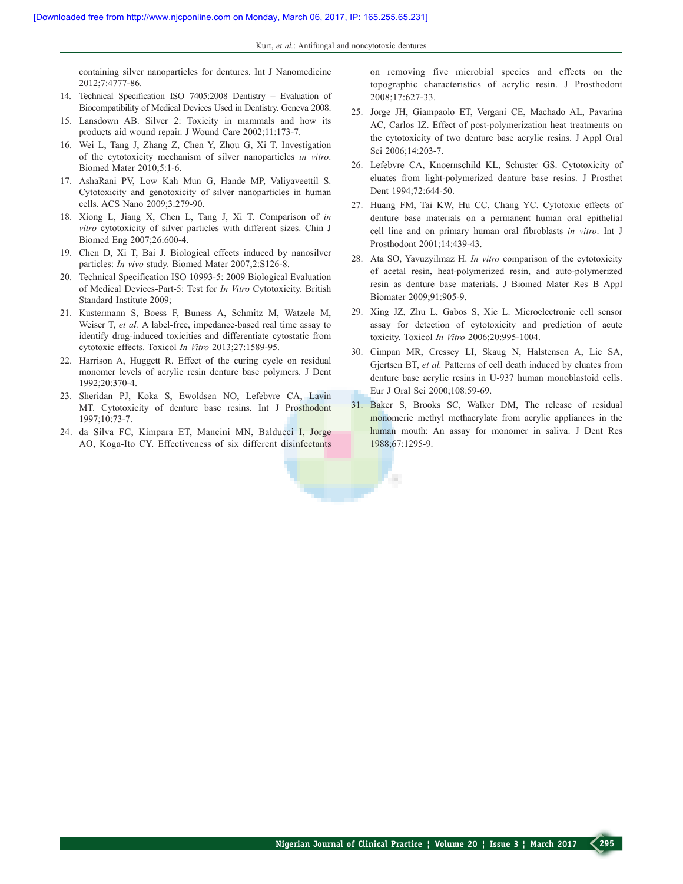containing silver nanoparticles for dentures. Int J Nanomedicine 2012;7:4777-86.

14. Technical Specification ISO 7405:2008 Dentistry – Evaluation of Biocompatibility of Medical Devices Used in Dentistry. Geneva 2008.
15. Lansdown AB. Silver 2: Toxicity in mammals and how its products aid wound repair. J Wound Care 2002;11:173-7.
16. Wei L, Tang J, Zhang Z, Chen Y, Zhou G, Xi T. Investigation of the cytotoxicity mechanism of silver nanoparticles *in vitro*. Biomed Mater 2010;5:1-6.
17. AshaRani PV, Low Kah Mun G, Hande MP, Valiyaveettil S. Cytotoxicity and genotoxicity of silver nanoparticles in human cells. ACS Nano 2009;3:279-90.
18. Xiong L, Jiang X, Chen L, Tang J, Xi T. Comparison of *in vitro* cytotoxicity of silver particles with different sizes. Chin J Biomed Eng 2007;26:600-4.
19. Chen D, Xi T, Bai J. Biological effects induced by nanosilver particles: *In vivo* study. Biomed Mater 2007;2:S126-8.
20. Technical Specification ISO 10993-5: 2009 Biological Evaluation of Medical Devices-Part-5: Test for *In Vitro* Cytotoxicity. British Standard Institute 2009;
21. Kustermann S, Boess F, Buness A, Schmitz M, Watzele M, Weiser T, *et al.* A label-free, impedance-based real time assay to identify drug-induced toxicities and differentiate cytostatic from cytotoxic effects. Toxicol *In Vitro* 2013;27:1589-95.
22. Harrison A, Huggett R. Effect of the curing cycle on residual monomer levels of acrylic resin denture base polymers. J Dent 1992;20:370-4.
23. Sheridan PJ, Koka S, Ewoldsen NO, Lefebvre CA, Lavin MT. Cytotoxicity of denture base resins. Int J Prosthodont 1997;10:73-7.
24. da Silva FC, Kimpara ET, Mancini MN, Balducci I, Jorge AO, Koga-Ito CY. Effectiveness of six different disinfectants on removing five microbial species and effects on the topographic characteristics of acrylic resin. J Prosthodont 2008;17:627-33.
25. Jorge JH, Giampaolo ET, Vergani CE, Machado AL, Pavarina AC, Carlos IZ. Effect of post-polymerization heat treatments on the cytotoxicity of two denture base acrylic resins. J Appl Oral Sci 2006;14:203-7.
26. Lefebvre CA, Knoernschild KL, Schuster GS. Cytotoxicity of eluates from light-polymerized denture base resins. J Prosthet Dent 1994;72:644-50.
27. Huang FM, Tai KW, Hu CC, Chang YC. Cytotoxic effects of denture base materials on a permanent human oral epithelial cell line and on primary human oral fibroblasts *in vitro*. Int J Prosthodont 2001;14:439-43.
28. Ata SO, Yavuzyilmaz H. *In vitro* comparison of the cytotoxicity of acetal resin, heat-polymerized resin, and auto-polymerized resin as denture base materials. J Biomed Mater Res B Appl Biomater 2009;91:905-9.
29. Xing JZ, Zhu L, Gabos S, Xie L. Microelectronic cell sensor assay for detection of cytotoxicity and prediction of acute toxicity. Toxicol *In Vitro* 2006;20:995-1004.
30. Cimpan MR, Cressey LI, Skaug N, Halstensen A, Lie SA, Gjertsen BT, *et al.* Patterns of cell death induced by eluates from denture base acrylic resins in U-937 human monoblastoid cells. Eur J Oral Sci 2000;108:59-69.
31. Baker S, Brooks SC, Walker DM, The release of residual monomeric methyl methacrylate from acrylic appliances in the human mouth: An assay for monomer in saliva. J Dent Res 1988;67:1295-9.